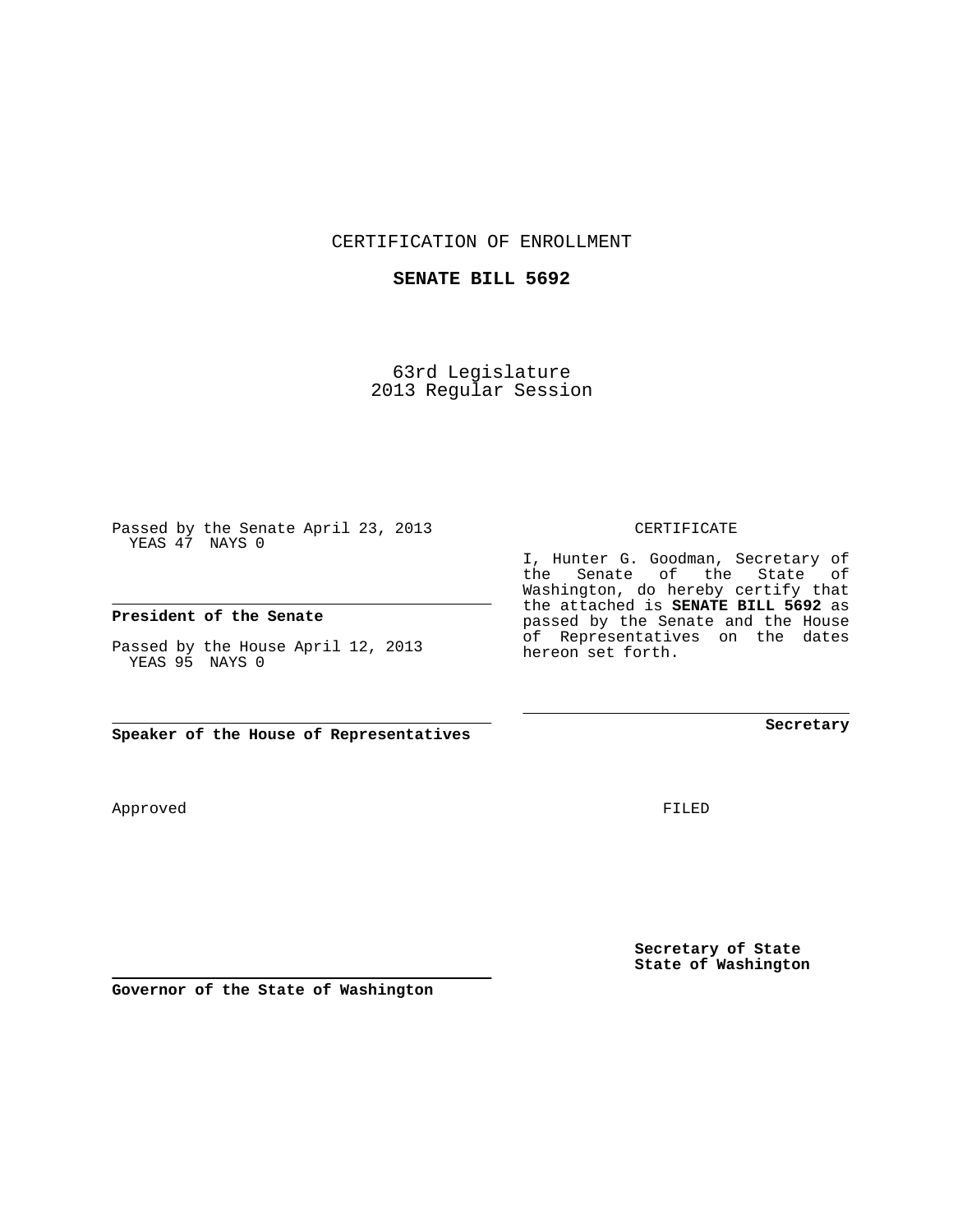CERTIFICATION OF ENROLLMENT

**SENATE BILL 5692**

63rd Legislature
2013 Regular Session

Passed by the Senate April 23, 2013
YEAS 47 NAYS 0

**President of the Senate**

Passed by the House April 12, 2013
YEAS 95 NAYS 0

**Speaker of the House of Representatives**

CERTIFICATE

I, Hunter G. Goodman, Secretary of the Senate of the State of Washington, do hereby certify that the attached is **SENATE BILL 5692** as passed by the Senate and the House of Representatives on the dates hereon set forth.

**Secretary**

Approved

FILED

**Governor of the State of Washington**

**Secretary of State**
**State of Washington**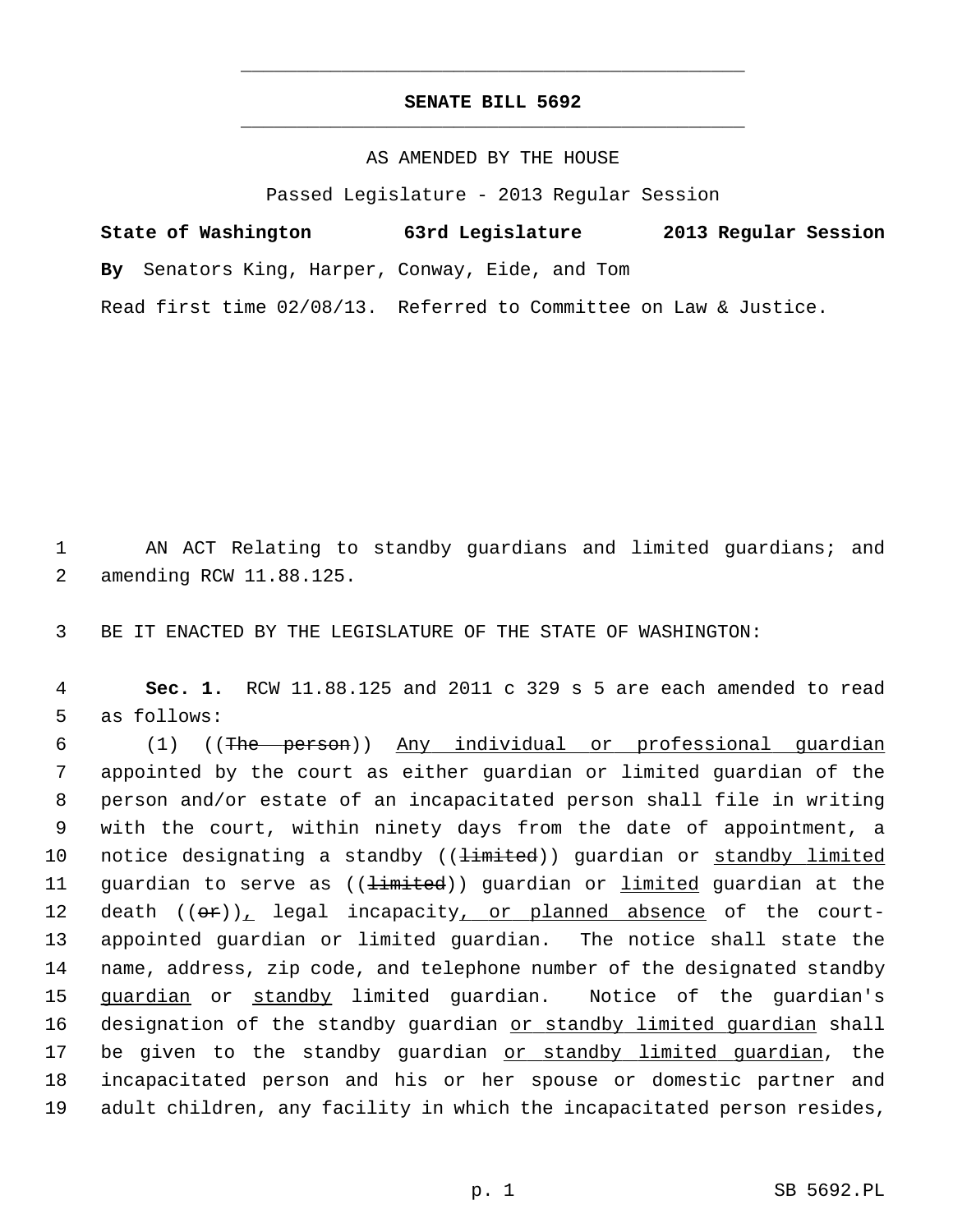# SENATE BILL 5692

AS AMENDED BY THE HOUSE

Passed Legislature - 2013 Regular Session

**State of Washington 63rd Legislature 2013 Regular Session**

**By** Senators King, Harper, Conway, Eide, and Tom

Read first time 02/08/13. Referred to Committee on Law & Justice.

1 AN ACT Relating to standby guardians and limited guardians; and
2 amending RCW 11.88.125.

3 BE IT ENACTED BY THE LEGISLATURE OF THE STATE OF WASHINGTON:

4 **Sec. 1.** RCW 11.88.125 and 2011 c 329 s 5 are each amended to read
5 as follows:

6 (1) ((~~The person~~)) Any individual or professional guardian
7 appointed by the court as either guardian or limited guardian of the
8 person and/or estate of an incapacitated person shall file in writing
9 with the court, within ninety days from the date of appointment, a
10 notice designating a standby ((~~limited~~)) guardian or standby limited
11 guardian to serve as ((~~limited~~)) guardian or limited guardian at the
12 death ((~~or~~)), legal incapacity, or planned absence of the court-
13 appointed guardian or limited guardian. The notice shall state the
14 name, address, zip code, and telephone number of the designated standby
15 guardian or standby limited guardian. Notice of the guardian's
16 designation of the standby guardian or standby limited guardian shall
17 be given to the standby guardian or standby limited guardian, the
18 incapacitated person and his or her spouse or domestic partner and
19 adult children, any facility in which the incapacitated person resides,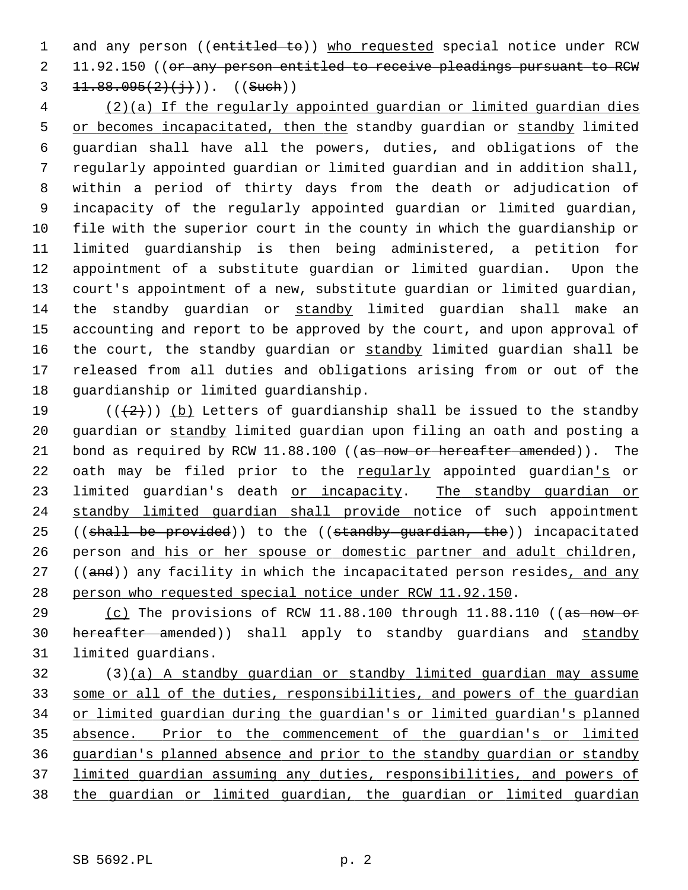and any person ((~~entitled to~~)) <u>who requested</u> special notice under RCW 11.92.150 ((~~or any person entitled to receive pleadings pursuant to RCW 11.88.095(2)(j)~~)). ((~~Such~~))

<u>(2)(a) If the regularly appointed guardian or limited guardian dies or becomes incapacitated, then the</u> standby guardian or <u>standby</u> limited guardian shall have all the powers, duties, and obligations of the regularly appointed guardian or limited guardian and in addition shall, within a period of thirty days from the death or adjudication of incapacity of the regularly appointed guardian or limited guardian, file with the superior court in the county in which the guardianship or limited guardianship is then being administered, a petition for appointment of a substitute guardian or limited guardian. Upon the court's appointment of a new, substitute guardian or limited guardian, the standby guardian or <u>standby</u> limited guardian shall make an accounting and report to be approved by the court, and upon approval of the court, the standby guardian or <u>standby</u> limited guardian shall be released from all duties and obligations arising from or out of the guardianship or limited guardianship.

((~~(2)~~)) <u>(b)</u> Letters of guardianship shall be issued to the standby guardian or <u>standby</u> limited guardian upon filing an oath and posting a bond as required by RCW 11.88.100 ((~~as now or hereafter amended~~)). The oath may be filed prior to the <u>regularly</u> appointed guardian<u>'s</u> or limited guardian's death <u>or incapacity</u>. <u>The standby guardian or standby limited guardian shall provide n</u>otice of such appointment ((~~shall be provided~~)) to the ((~~standby guardian, the~~)) incapacitated person <u>and his or her spouse or domestic partner and adult children</u>, ((~~and~~)) any facility in which the incapacitated person resides<u>, and any person who requested special notice under RCW 11.92.150</u>.

<u>(c)</u> The provisions of RCW 11.88.100 through 11.88.110 ((~~as now or hereafter amended~~)) shall apply to standby guardians and <u>standby</u> limited guardians.

(3)<u>(a) A standby guardian or standby limited guardian may assume some or all of the duties, responsibilities, and powers of the guardian or limited guardian during the guardian's or limited guardian's planned absence. Prior to the commencement of the guardian's or limited guardian's planned absence and prior to the standby guardian or standby limited guardian assuming any duties, responsibilities, and powers of the guardian or limited guardian, the guardian or limited guardian</u>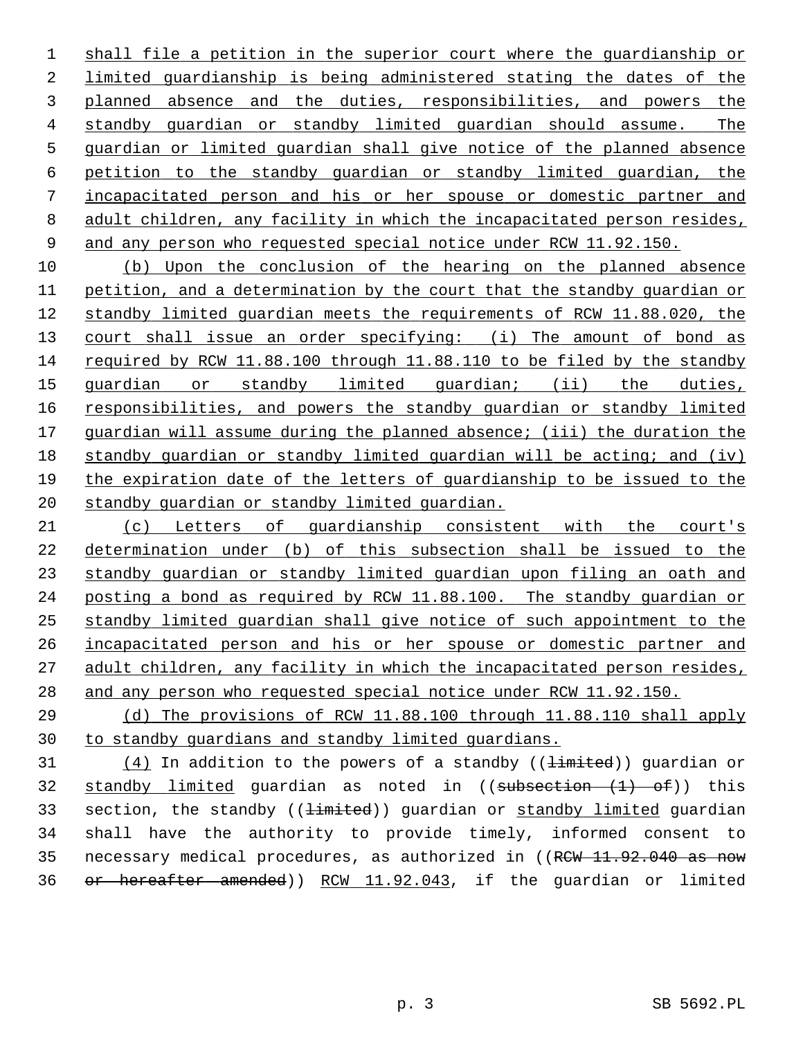shall file a petition in the superior court where the guardianship or limited guardianship is being administered stating the dates of the planned absence and the duties, responsibilities, and powers the standby guardian or standby limited guardian should assume. The guardian or limited guardian shall give notice of the planned absence petition to the standby guardian or standby limited guardian, the incapacitated person and his or her spouse or domestic partner and adult children, any facility in which the incapacitated person resides, and any person who requested special notice under RCW 11.92.150.

(b) Upon the conclusion of the hearing on the planned absence petition, and a determination by the court that the standby guardian or standby limited guardian meets the requirements of RCW 11.88.020, the court shall issue an order specifying: (i) The amount of bond as required by RCW 11.88.100 through 11.88.110 to be filed by the standby guardian or standby limited guardian; (ii) the duties, responsibilities, and powers the standby guardian or standby limited guardian will assume during the planned absence; (iii) the duration the standby guardian or standby limited guardian will be acting; and (iv) the expiration date of the letters of guardianship to be issued to the standby guardian or standby limited guardian.

(c) Letters of guardianship consistent with the court's determination under (b) of this subsection shall be issued to the standby guardian or standby limited guardian upon filing an oath and posting a bond as required by RCW 11.88.100. The standby guardian or standby limited guardian shall give notice of such appointment to the incapacitated person and his or her spouse or domestic partner and adult children, any facility in which the incapacitated person resides, and any person who requested special notice under RCW 11.92.150.

(d) The provisions of RCW 11.88.100 through 11.88.110 shall apply to standby guardians and standby limited guardians.

(4) In addition to the powers of a standby ((~~limited~~)) guardian or standby limited guardian as noted in ((~~subsection (1) of~~)) this section, the standby ((~~limited~~)) guardian or standby limited guardian shall have the authority to provide timely, informed consent to necessary medical procedures, as authorized in ((~~RCW 11.92.040 as now or hereafter amended~~)) RCW 11.92.043, if the guardian or limited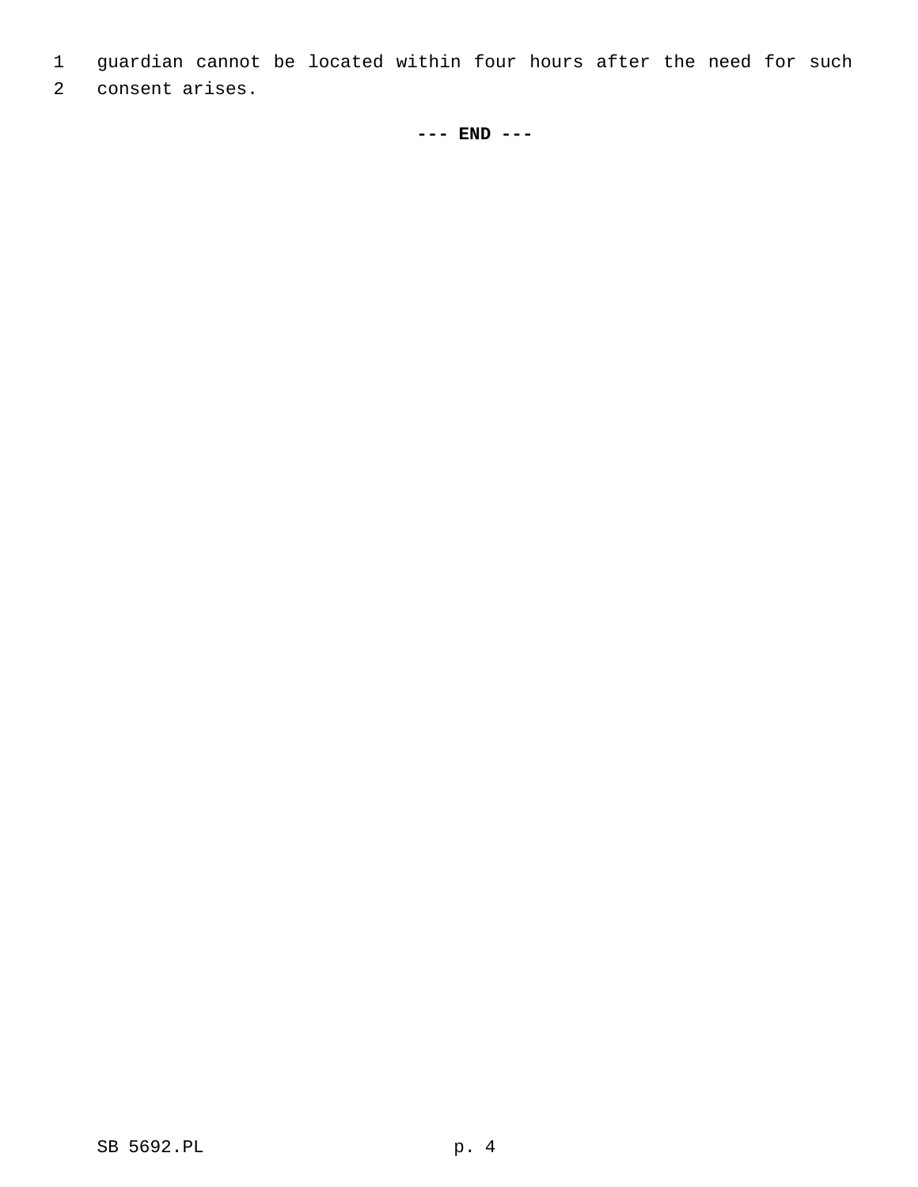guardian cannot be located within four hours after the need for such consent arises.

**--- END ---**